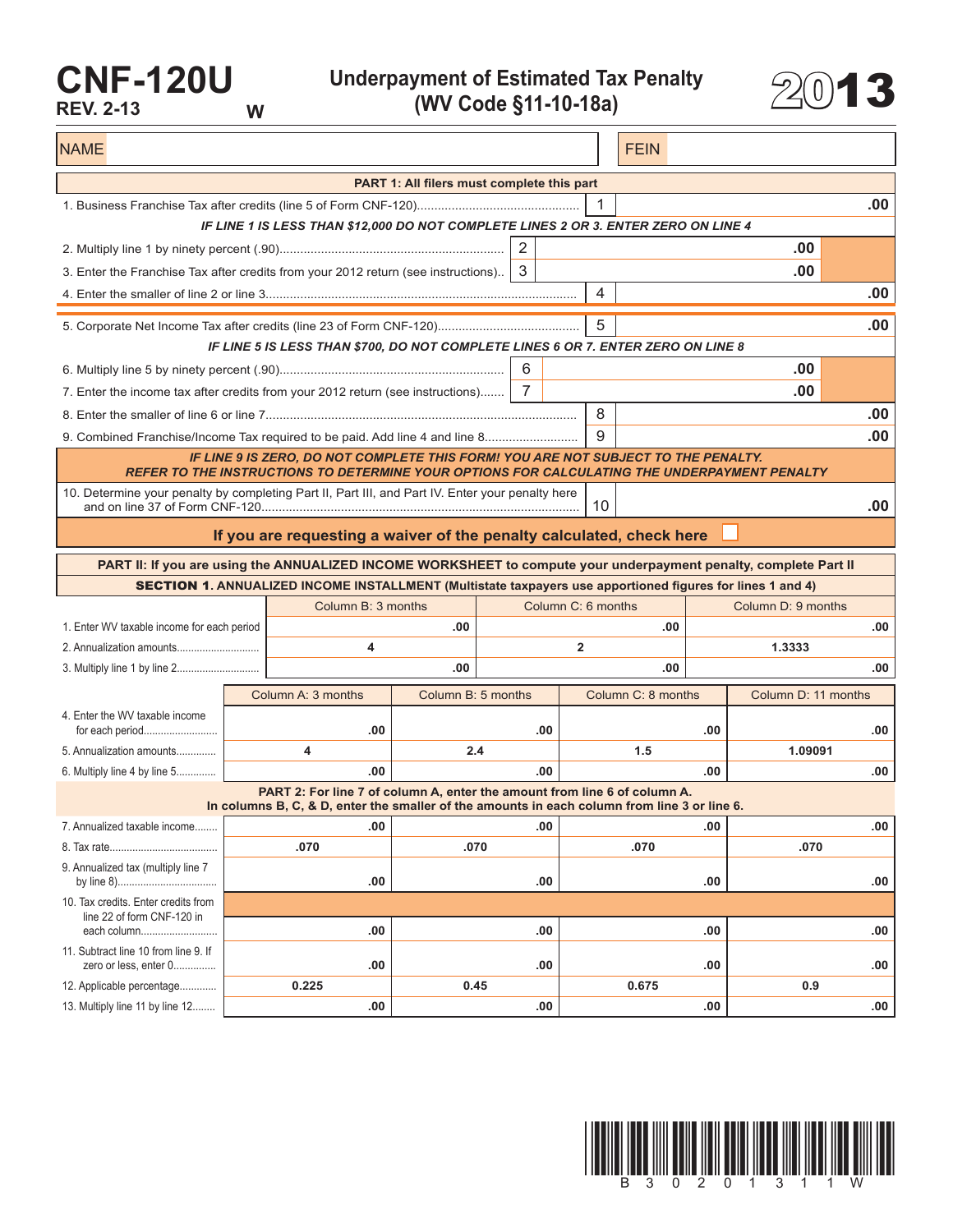# CNF-120U

REV. 2-13 W

## Underpayment of Estimated Tax Penalty (WV Code §11-10-18a)

# 2013

| NAME | | FEIN | |
|---|---|---|---|

### PART 1: All filers must complete this part

| | | | |
|---|---|---|---|
| 1. Business Franchise Tax after credits (line 5 of Form CNF-120) | | 1 | .00 |
| ***IF LINE 1 IS LESS THAN $12,000 DO NOT COMPLETE LINES 2 OR 3. ENTER ZERO ON LINE 4*** | | | |
| 2. Multiply line 1 by ninety percent (.90) | 2 | .00 | |
| 3. Enter the Franchise Tax after credits from your 2012 return (see instructions) | 3 | .00 | |
| 4. Enter the smaller of line 2 or line 3 | | 4 | .00 |
| 5. Corporate Net Income Tax after credits (line 23 of Form CNF-120) | | 5 | .00 |
| ***IF LINE 5 IS LESS THAN $700, DO NOT COMPLETE LINES 6 OR 7. ENTER ZERO ON LINE 8*** | | | |
| 6. Multiply line 5 by ninety percent (.90) | 6 | .00 | |
| 7. Enter the income tax after credits from your 2012 return (see instructions) | 7 | .00 | |
| 8. Enter the smaller of line 6 or line 7 | | 8 | .00 |
| 9. Combined Franchise/Income Tax required to be paid. Add line 4 and line 8 | | 9 | .00 |

***IF LINE 9 IS ZERO, DO NOT COMPLETE THIS FORM! YOU ARE NOT SUBJECT TO THE PENALTY. REFER TO THE INSTRUCTIONS TO DETERMINE YOUR OPTIONS FOR CALCULATING THE UNDERPAYMENT PENALTY***

| | | |
|---|---|---|
| 10. Determine your penalty by completing Part II, Part III, and Part IV. Enter your penalty here and on line 37 of Form CNF-120 | 10 | .00 |

**If you are requesting a waiver of the penalty calculated, check here** ☐

### PART II: If you are using the ANNUALIZED INCOME WORKSHEET to compute your underpayment penalty, complete Part II

**SECTION 1. ANNUALIZED INCOME INSTALLMENT (Multistate taxpayers use apportioned figures for lines 1 and 4)**

| | Column B: 3 months | Column C: 6 months | Column D: 9 months |
|---|---|---|---|
| 1. Enter WV taxable income for each period | .00 | .00 | .00 |
| 2. Annualization amounts | 4 | 2 | 1.3333 |
| 3. Multiply line 1 by line 2 | .00 | .00 | .00 |

| | Column A: 3 months | Column B: 5 months | Column C: 8 months | Column D: 11 months |
|---|---|---|---|---|
| 4. Enter the WV taxable income for each period | .00 | .00 | .00 | .00 |
| 5. Annualization amounts | 4 | 2.4 | 1.5 | 1.09091 |
| 6. Multiply line 4 by line 5 | .00 | .00 | .00 | .00 |

**PART 2: For line 7 of column A, enter the amount from line 6 of column A. In columns B, C, & D, enter the smaller of the amounts in each column from line 3 or line 6.**

| | Column A | Column B | Column C | Column D |
|---|---|---|---|---|
| 7. Annualized taxable income | .00 | .00 | .00 | .00 |
| 8. Tax rate | .070 | .070 | .070 | .070 |
| 9. Annualized tax (multiply line 7 by line 8) | .00 | .00 | .00 | .00 |
| 10. Tax credits. Enter credits from line 22 of form CNF-120 in each column | .00 | .00 | .00 | .00 |
| 11. Subtract line 10 from line 9. If zero or less, enter 0 | .00 | .00 | .00 | .00 |
| 12. Applicable percentage | 0.225 | 0.45 | 0.675 | 0.9 |
| 13. Multiply line 11 by line 12 | .00 | .00 | .00 | .00 |

B 3 0 2 0 1 3 1 1 W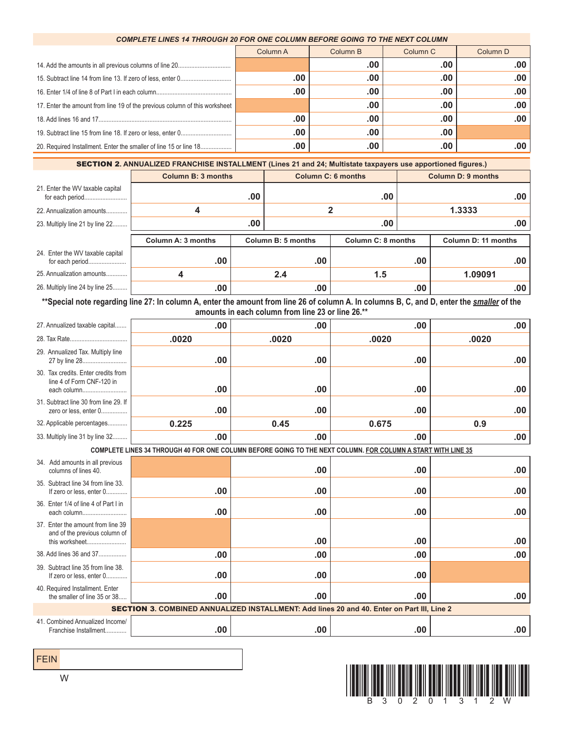**COMPLETE LINES 14 THROUGH 20 FOR ONE COLUMN BEFORE GOING TO THE NEXT COLUMN**

| | Column A | Column B | Column C | Column D |
|---|---|---|---|---|
| 14. Add the amounts in all previous columns of line 20................................ | | .00 | .00 | .00 |
| 15. Subtract line 14 from line 13. If zero of less, enter 0............................... | .00 | .00 | .00 | .00 |
| 16. Enter 1/4 of line 8 of Part I in each column............................................. | .00 | .00 | .00 | .00 |
| 17. Enter the amount from line 19 of the previous column of this worksheet | | .00 | .00 | .00 |
| 18. Add lines 16 and 17................................................................................ | .00 | .00 | .00 | .00 |
| 19. Subtract line 15 from line 18. If zero or less, enter 0............................... | .00 | .00 | .00 | |
| 20. Required Installment. Enter the smaller of line 15 or line 18................... | .00 | .00 | .00 | .00 |

**SECTION 2. ANNUALIZED FRANCHISE INSTALLMENT (Lines 21 and 24; Multistate taxpayers use apportioned figures.)**

| | Column B: 3 months | Column C: 6 months | Column D: 9 months |
|---|---|---|---|
| 21. Enter the WV taxable capital for each period.......................... | .00 | .00 | .00 |
| 22. Annualization amounts............ | 4 | 2 | 1.3333 |
| 23. Multiply line 21 by line 22......... | .00 | .00 | .00 |

| | Column A: 3 months | Column B: 5 months | Column C: 8 months | Column D: 11 months |
|---|---|---|---|---|
| 24. Enter the WV taxable capital for each period....................... | .00 | .00 | .00 | .00 |
| 25. Annualization amounts............ | 4 | 2.4 | 1.5 | 1.09091 |
| 26. Multiply line 24 by line 25......... | .00 | .00 | .00 | .00 |

**\*\*Special note regarding line 27: In column A, enter the amount from line 26 of column A. In columns B, C, and D, enter the *smaller* of the amounts in each column from line 23 or line 26.\*\***

| | Column A | Column B | Column C | Column D |
|---|---|---|---|---|
| 27. Annualized taxable capital....... | .00 | .00 | .00 | .00 |
| 28. Tax Rate.................................. | .0020 | .0020 | .0020 | .0020 |
| 29. Annualized Tax. Multiply line 27 by line 28.......................... | .00 | .00 | .00 | .00 |
| 30. Tax credits. Enter credits from line 4 of Form CNF-120 in each column.......................... | .00 | .00 | .00 | .00 |
| 31. Subtract line 30 from line 29. If zero or less, enter 0............... | .00 | .00 | .00 | .00 |
| 32. Applicable percentages............ | 0.225 | 0.45 | 0.675 | 0.9 |
| 33. Multiply line 31 by line 32......... | .00 | .00 | .00 | .00 |

**COMPLETE LINES 34 THROUGH 40 FOR ONE COLUMN BEFORE GOING TO THE NEXT COLUMN. FOR COLUMN A START WITH LINE 35**

| | Column A | Column B | Column C | Column D |
|---|---|---|---|---|
| 34. Add amounts in all previous columns of lines 40. | | .00 | .00 | .00 |
| 35. Subtract line 34 from line 33. If zero or less, enter 0............ | .00 | .00 | .00 | .00 |
| 36. Enter 1/4 of line 4 of Part I in each column.......................... | .00 | .00 | .00 | .00 |
| 37. Enter the amount from line 39 and of the previous column of this worksheet........................ | | .00 | .00 | .00 |
| 38. Add lines 36 and 37................. | .00 | .00 | .00 | .00 |
| 39. Subtract line 35 from line 38. If zero or less, enter 0............ | .00 | .00 | .00 | |
| 40. Required Installment. Enter the smaller of line 35 or 38..... | .00 | .00 | .00 | .00 |

**SECTION 3. COMBINED ANNUALIZED INSTALLMENT: Add lines 20 and 40. Enter on Part III, Line 2**

| | Column A | Column B | Column C | Column D |
|---|---|---|---|---|
| 41. Combined Annualized Income/ Franchise Installment............ | .00 | .00 | .00 | .00 |

FEIN

W

B 3 0 2 0 1 3 1 2 W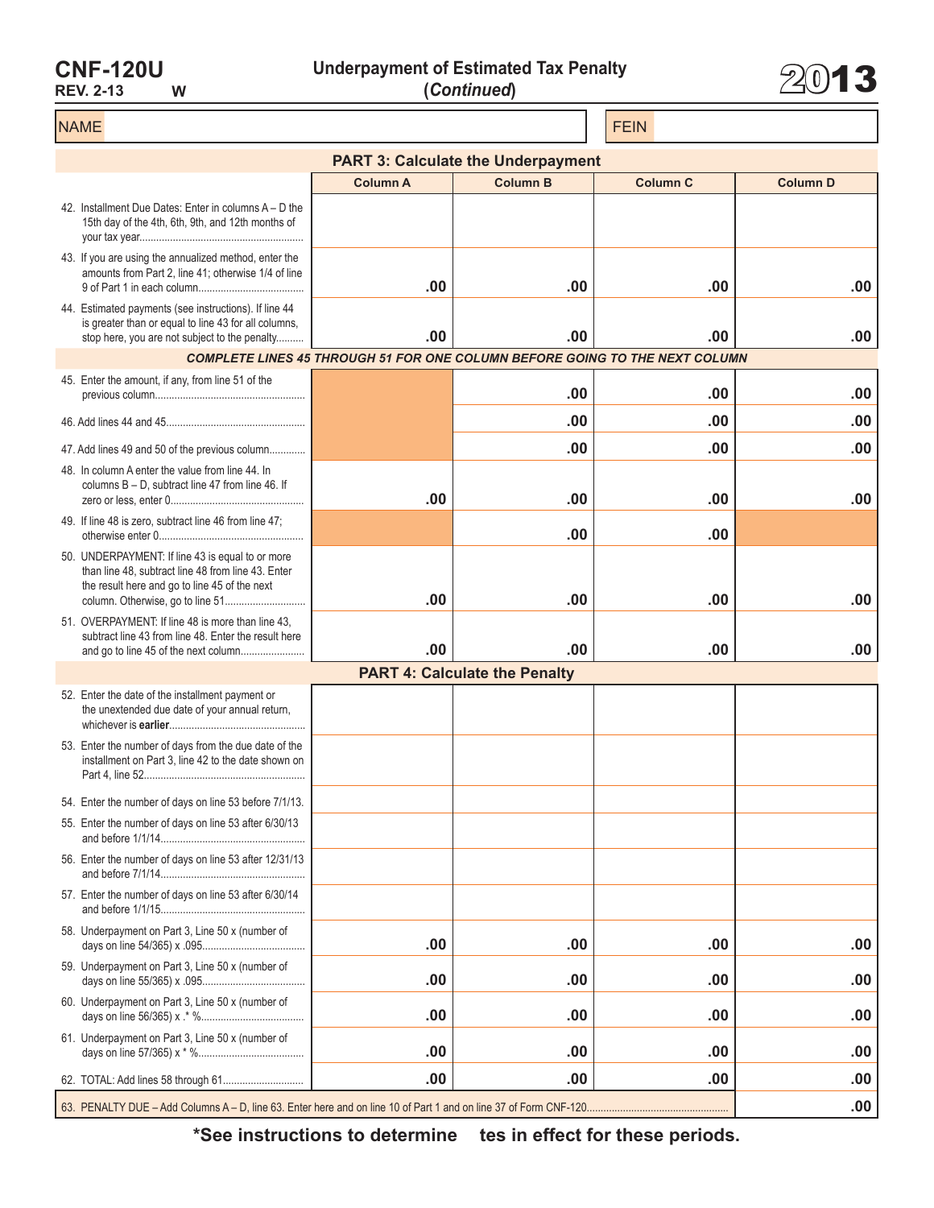**CNF-120U**
**REV. 2-13** **W**

# Underpayment of Estimated Tax Penalty (*Continued*)

# 2013

NAME | FEIN

## PART 3: Calculate the Underpayment

| | Column A | Column B | Column C | Column D |
|---|---|---|---|---|
| 42. Installment Due Dates: Enter in columns A – D the 15th day of the 4th, 6th, 9th, and 12th months of your tax year | | | | |
| 43. If you are using the annualized method, enter the amounts from Part 2, line 41; otherwise 1/4 of line 9 of Part 1 in each column | .00 | .00 | .00 | .00 |
| 44. Estimated payments (see instructions). If line 44 is greater than or equal to line 43 for all columns, stop here, you are not subject to the penalty | .00 | .00 | .00 | .00 |
| ***COMPLETE LINES 45 THROUGH 51 FOR ONE COLUMN BEFORE GOING TO THE NEXT COLUMN*** | | | | |
| 45. Enter the amount, if any, from line 51 of the previous column | | .00 | .00 | .00 |
| 46. Add lines 44 and 45 | | .00 | .00 | .00 |
| 47. Add lines 49 and 50 of the previous column | | .00 | .00 | .00 |
| 48. In column A enter the value from line 44. In columns B – D, subtract line 47 from line 46. If zero or less, enter 0 | .00 | .00 | .00 | .00 |
| 49. If line 48 is zero, subtract line 46 from line 47; otherwise enter 0 | | .00 | .00 | |
| 50. UNDERPAYMENT: If line 43 is equal to or more than line 48, subtract line 48 from line 43. Enter the result here and go to line 45 of the next column. Otherwise, go to line 51 | .00 | .00 | .00 | .00 |
| 51. OVERPAYMENT: If line 48 is more than line 43, subtract line 43 from line 48. Enter the result here and go to line 45 of the next column | .00 | .00 | .00 | .00 |

## PART 4: Calculate the Penalty

| | Column A | Column B | Column C | Column D |
|---|---|---|---|---|
| 52. Enter the date of the installment payment or the unextended due date of your annual return, whichever is **earlier** | | | | |
| 53. Enter the number of days from the due date of the installment on Part 3, line 42 to the date shown on Part 4, line 52 | | | | |
| 54. Enter the number of days on line 53 before 7/1/13. | | | | |
| 55. Enter the number of days on line 53 after 6/30/13 and before 1/1/14 | | | | |
| 56. Enter the number of days on line 53 after 12/31/13 and before 7/1/14 | | | | |
| 57. Enter the number of days on line 53 after 6/30/14 and before 1/1/15 | | | | |
| 58. Underpayment on Part 3, Line 50 x (number of days on line 54/365) x .095 | .00 | .00 | .00 | .00 |
| 59. Underpayment on Part 3, Line 50 x (number of days on line 55/365) x .095 | .00 | .00 | .00 | .00 |
| 60. Underpayment on Part 3, Line 50 x (number of days on line 56/365) x .* % | .00 | .00 | .00 | .00 |
| 61. Underpayment on Part 3, Line 50 x (number of days on line 57/365) x * % | .00 | .00 | .00 | .00 |
| 62. TOTAL: Add lines 58 through 61 | .00 | .00 | .00 | .00 |

| | |
|---|---|
| 63. PENALTY DUE – Add Columns A – D, line 63. Enter here and on line 10 of Part 1 and on line 37 of Form CNF-120 | .00 |

**\*See instructions to determine tes in effect for these periods.**